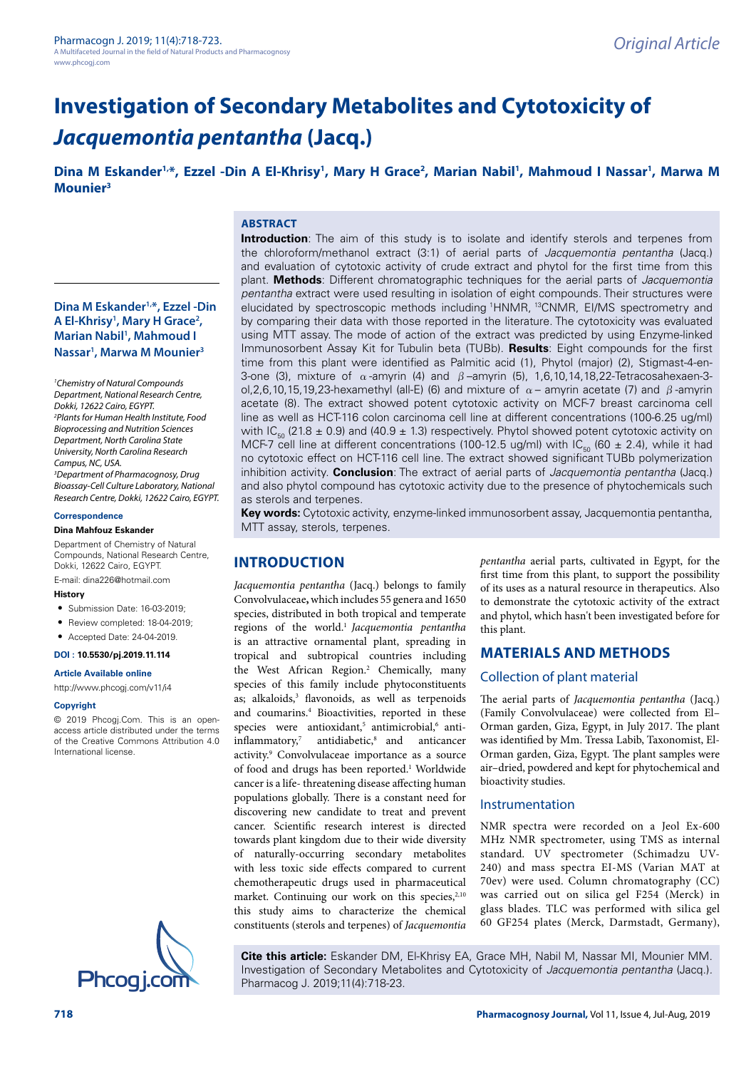Original Article

# Investigation of Secondary Metabolites and Cytotoxicity of *Jacquemontia pentantha* (Jacq.)

**Dina M Eskander[1,*], Ezzel -Din A El-Khrisy[1], Mary H Grace[2], Marian Nabil[1], Mahmoud I Nassar[1], Marwa M Mounier[3]**

## ABSTRACT

**Introduction**: The aim of this study is to isolate and identify sterols and terpenes from the chloroform/methanol extract (3:1) of aerial parts of *Jacquemontia pentantha* (Jacq.) and evaluation of cytotoxic activity of crude extract and phytol for the first time from this plant. **Methods**: Different chromatographic techniques for the aerial parts of *Jacquemontia pentantha* extract were used resulting in isolation of eight compounds. Their structures were elucidated by spectroscopic methods including $^{1}$HNMR, $^{13}$CNMR, EI/MS spectrometry and by comparing their data with those reported in the literature. The cytotoxicity was evaluated using MTT assay. The mode of action of the extract was predicted by using Enzyme-linked Immunosorbent Assay Kit for Tubulin beta (TUBb). **Results**: Eight compounds for the first time from this plant were identified as Palmitic acid (1), Phytol (major) (2), Stigmast-4-en-3-one (3), mixture of $\alpha$-amyrin (4) and $\beta$–amyrin (5), 1,6,10,14,18,22-Tetracosahexaen-3-ol,2,6,10,15,19,23-hexamethyl (all-E) (6) and mixture of $\alpha$– amyrin acetate (7) and $\beta$-amyrin acetate (8). The extract showed potent cytotoxic activity on MCF-7 breast carcinoma cell line as well as HCT-116 colon carcinoma cell line at different concentrations (100-6.25 ug/ml) with $IC_{50}$ (21.8 ± 0.9) and (40.9 ± 1.3) respectively. Phytol showed potent cytotoxic activity on MCF-7 cell line at different concentrations (100-12.5 ug/ml) with $IC_{50}$ (60 ± 2.4), while it had no cytotoxic effect on HCT-116 cell line. The extract showed significant TUBb polymerization inhibition activity. **Conclusion**: The extract of aerial parts of *Jacquemontia pentantha* (Jacq.) and also phytol compound has cytotoxic activity due to the presence of phytochemicals such as sterols and terpenes.

**Key words:** Cytotoxic activity, enzyme-linked immunosorbent assay, Jacquemontia pentantha, MTT assay, sterols, terpenes.

**Dina M Eskander[1,*], Ezzel -Din A El-Khrisy[1], Mary H Grace[2], Marian Nabil[1], Mahmoud I Nassar[1], Marwa M Mounier[3]**

[1]*Chemistry of Natural Compounds Department, National Research Centre, Dokki, 12622 Cairo, EGYPT.*
[2]*Plants for Human Health Institute, Food Bioprocessing and Nutrition Sciences Department, North Carolina State University, North Carolina Research Campus, NC, USA.*
[3]*Department of Pharmacognosy, Drug Bioassay-Cell Culture Laboratory, National Research Centre, Dokki, 12622 Cairo, EGYPT.*

**Correspondence**

**Dina Mahfouz Eskander**

Department of Chemistry of Natural Compounds, National Research Centre, Dokki, 12622 Cairo, EGYPT.

E-mail: dina226@hotmail.com

**History**

- Submission Date: 16-03-2019;
- Review completed: 18-04-2019;
- Accepted Date: 24-04-2019.

**DOI : 10.5530/pj.2019.11.114**

**Article Available online**

http://www.phcogj.com/v11/i4

**Copyright**

© 2019 Phcogj.Com. This is an open-access article distributed under the terms of the Creative Commons Attribution 4.0 International license.

## INTRODUCTION

*Jacquemontia pentantha* (Jacq.) belongs to family Convolvulaceae, which includes 55 genera and 1650 species, distributed in both tropical and temperate regions of the world.[1] *Jacquemontia pentantha* is an attractive ornamental plant, spreading in tropical and subtropical countries including the West African Region.[2] Chemically, many species of this family include phytoconstituents as; alkaloids,[3] flavonoids, as well as terpenoids and coumarins.[4] Bioactivities, reported in these species were antioxidant,[5] antimicrobial,[6] anti-inflammatory,[7] antidiabetic,[8] and anticancer activity.[9] Convolvulaceae importance as a source of food and drugs has been reported.[1] Worldwide cancer is a life- threatening disease affecting human populations globally. There is a constant need for discovering new candidate to treat and prevent cancer. Scientific research interest is directed towards plant kingdom due to their wide diversity of naturally-occurring secondary metabolites with less toxic side effects compared to current chemotherapeutic drugs used in pharmaceutical market. Continuing our work on this species,[2,10] this study aims to characterize the chemical constituents (sterols and terpenes) of *Jacquemontia pentantha* aerial parts, cultivated in Egypt, for the first time from this plant, to support the possibility of its uses as a natural resource in therapeutics. Also to demonstrate the cytotoxic activity of the extract and phytol, which hasn't been investigated before for this plant.

## MATERIALS AND METHODS

### Collection of plant material

The aerial parts of *Jacquemontia pentantha* (Jacq.) (Family Convolvulaceae) were collected from El–Orman garden, Giza, Egypt, in July 2017. The plant was identified by Mm. Tressa Labib, Taxonomist, El-Orman garden, Giza, Egypt. The plant samples were air–dried, powdered and kept for phytochemical and bioactivity studies.

### Instrumentation

NMR spectra were recorded on a Jeol Ex-600 MHz NMR spectrometer, using TMS as internal standard. UV spectrometer (Schimadzu UV-240) and mass spectra EI-MS (Varian MAT at 70ev) were used. Column chromatography (CC) was carried out on silica gel F254 (Merck) in glass blades. TLC was performed with silica gel 60 GF254 plates (Merck, Darmstadt, Germany),

**Cite this article:** Eskander DM, El-Khrisy EA, Grace MH, Nabil M, Nassar MI, Mounier MM. Investigation of Secondary Metabolites and Cytotoxicity of *Jacquemontia pentantha* (Jacq.). Pharmacog J. 2019;11(4):718-23.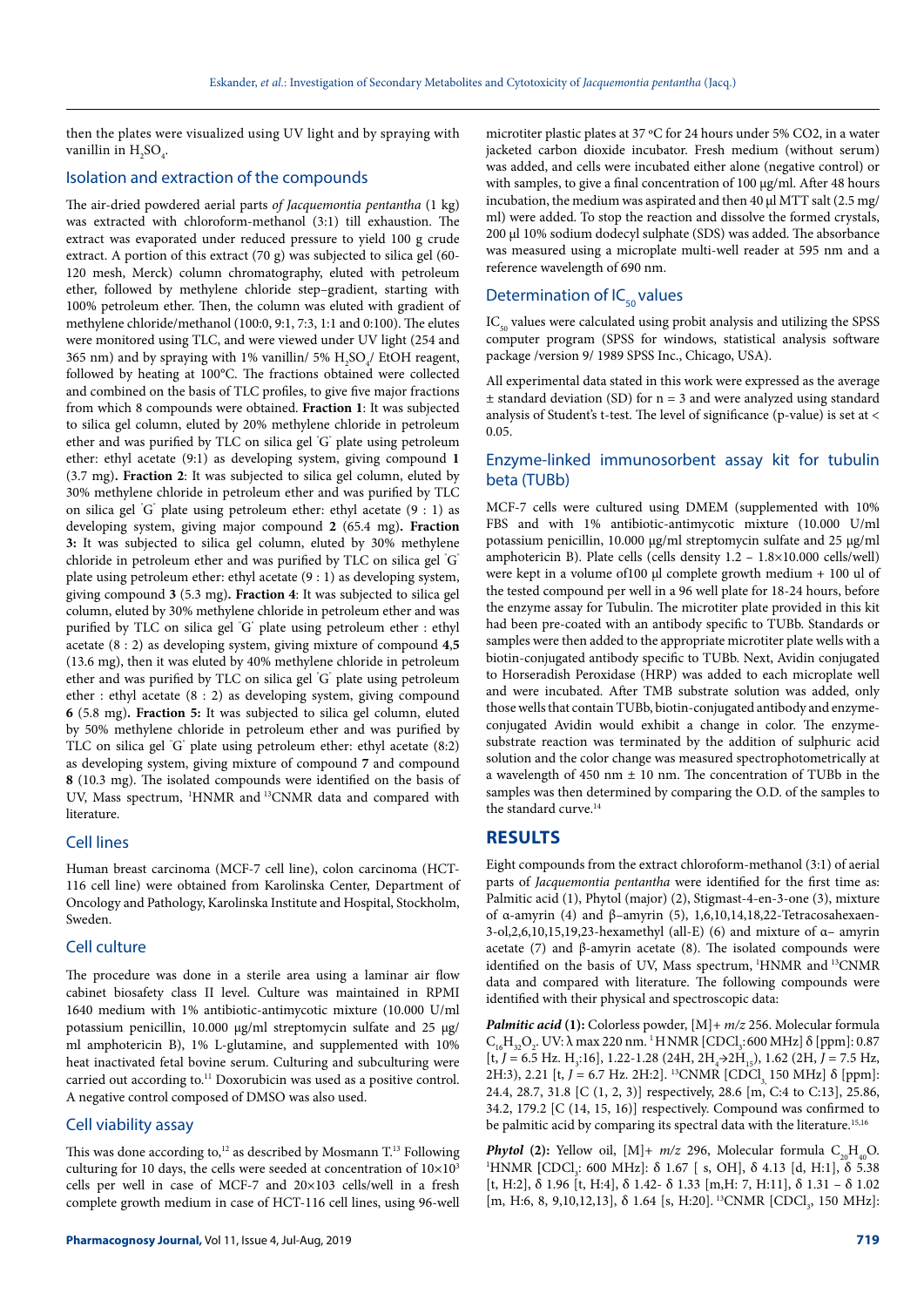then the plates were visualized using UV light and by spraying with vanillin in $H_2SO_4$.

## Isolation and extraction of the compounds

The air-dried powdered aerial parts *of Jacquemontia pentantha* (1 kg) was extracted with chloroform-methanol (3:1) till exhaustion. The extract was evaporated under reduced pressure to yield 100 g crude extract. A portion of this extract (70 g) was subjected to silica gel (60-120 mesh, Merck) column chromatography, eluted with petroleum ether, followed by methylene chloride step–gradient, starting with 100% petroleum ether. Then, the column was eluted with gradient of methylene chloride/methanol (100:0, 9:1, 7:3, 1:1 and 0:100). The elutes were monitored using TLC, and were viewed under UV light (254 and 365 nm) and by spraying with 1% vanillin/ 5% $H_2SO_4$/ EtOH reagent, followed by heating at 100°C. The fractions obtained were collected and combined on the basis of TLC profiles, to give five major fractions from which 8 compounds were obtained. **Fraction 1**: It was subjected to silica gel column, eluted by 20% methylene chloride in petroleum ether and was purified by TLC on silica gel "G" plate using petroleum ether: ethyl acetate (9:1) as developing system, giving compound **1** (3.7 mg). **Fraction 2**: It was subjected to silica gel column, eluted by 30% methylene chloride in petroleum ether and was purified by TLC on silica gel "G" plate using petroleum ether: ethyl acetate (9 : 1) as developing system, giving major compound **2** (65.4 mg). **Fraction 3:** It was subjected to silica gel column, eluted by 30% methylene chloride in petroleum ether and was purified by TLC on silica gel "G" plate using petroleum ether: ethyl acetate (9 : 1) as developing system, giving compound **3** (5.3 mg). **Fraction 4**: It was subjected to silica gel column, eluted by 30% methylene chloride in petroleum ether and was purified by TLC on silica gel "G" plate using petroleum ether : ethyl acetate (8 : 2) as developing system, giving mixture of compound **4**,**5** (13.6 mg), then it was eluted by 40% methylene chloride in petroleum ether and was purified by TLC on silica gel "G" plate using petroleum ether : ethyl acetate (8 : 2) as developing system, giving compound **6** (5.8 mg). **Fraction 5:** It was subjected to silica gel column, eluted by 50% methylene chloride in petroleum ether and was purified by TLC on silica gel "G" plate using petroleum ether: ethyl acetate (8:2) as developing system, giving mixture of compound **7** and compound **8** (10.3 mg). The isolated compounds were identified on the basis of UV, Mass spectrum, $^1$HNMR and $^{13}$CNMR data and compared with literature.

## Cell lines

Human breast carcinoma (MCF-7 cell line), colon carcinoma (HCT-116 cell line) were obtained from Karolinska Center, Department of Oncology and Pathology, Karolinska Institute and Hospital, Stockholm, Sweden.

## Cell culture

The procedure was done in a sterile area using a laminar air flow cabinet biosafety class II level. Culture was maintained in RPMI 1640 medium with 1% antibiotic-antimycotic mixture (10.000 U/ml potassium penicillin, 10.000 μg/ml streptomycin sulfate and 25 μg/ml amphotericin B), 1% L-glutamine, and supplemented with 10% heat inactivated fetal bovine serum. Culturing and subculturing were carried out according to.[11] Doxorubicin was used as a positive control. A negative control composed of DMSO was also used.

## Cell viability assay

This was done according to,[12] as described by Mosmann T.[13] Following culturing for 10 days, the cells were seeded at concentration of $10\times10^3$ cells per well in case of MCF-7 and $20\times10^3$ cells/well in a fresh complete growth medium in case of HCT-116 cell lines, using 96-well microtiter plastic plates at 37 ºC for 24 hours under 5% CO2, in a water jacketed carbon dioxide incubator. Fresh medium (without serum) was added, and cells were incubated either alone (negative control) or with samples, to give a final concentration of 100 μg/ml. After 48 hours incubation, the medium was aspirated and then 40 μl MTT salt (2.5 mg/ml) were added. To stop the reaction and dissolve the formed crystals, 200 μl 10% sodium dodecyl sulphate (SDS) was added. The absorbance was measured using a microplate multi-well reader at 595 nm and a reference wavelength of 690 nm.

## Determination of $IC_{50}$ values

$IC_{50}$ values were calculated using probit analysis and utilizing the SPSS computer program (SPSS for windows, statistical analysis software package /version 9/ 1989 SPSS Inc., Chicago, USA).

All experimental data stated in this work were expressed as the average ± standard deviation (SD) for n = 3 and were analyzed using standard analysis of Student's t-test. The level of significance (p-value) is set at < 0.05.

## Enzyme-linked immunosorbent assay kit for tubulin beta (TUBb)

MCF-7 cells were cultured using DMEM (supplemented with 10% FBS and with 1% antibiotic-antimycotic mixture (10.000 U/ml potassium penicillin, 10.000 μg/ml streptomycin sulfate and 25 μg/ml amphotericin B). Plate cells (cells density 1.2 – 1.8×10.000 cells/well) were kept in a volume of100 μl complete growth medium + 100 ul of the tested compound per well in a 96 well plate for 18-24 hours, before the enzyme assay for Tubulin. The microtiter plate provided in this kit had been pre-coated with an antibody specific to TUBb. Standards or samples were then added to the appropriate microtiter plate wells with a biotin-conjugated antibody specific to TUBb. Next, Avidin conjugated to Horseradish Peroxidase (HRP) was added to each microplate well and were incubated. After TMB substrate solution was added, only those wells that contain TUBb, biotin-conjugated antibody and enzyme-conjugated Avidin would exhibit a change in color. The enzyme-substrate reaction was terminated by the addition of sulphuric acid solution and the color change was measured spectrophotometrically at a wavelength of 450 nm ± 10 nm. The concentration of TUBb in the samples was then determined by comparing the O.D. of the samples to the standard curve.[14]

# RESULTS

Eight compounds from the extract chloroform-methanol (3:1) of aerial parts of *Jacquemontia pentantha* were identified for the first time as: Palmitic acid (1), Phytol (major) (2), Stigmast-4-en-3-one (3), mixture of α-amyrin (4) and β–amyrin (5), 1,6,10,14,18,22-Tetracosahexaen-3-ol,2,6,10,15,19,23-hexamethyl (all-E) (6) and mixture of α– amyrin acetate (7) and β-amyrin acetate (8). The isolated compounds were identified on the basis of UV, Mass spectrum, $^1$HNMR and $^{13}$CNMR data and compared with literature. The following compounds were identified with their physical and spectroscopic data:

***Palmitic acid* (1):** Colorless powder, [M]+ *m/z* 256. Molecular formula $C_{16}H_{32}O_2$. UV: λ max 220 nm. $^1$H NMR [$CDCl_3$: 600 MHz] δ [ppm]: 0.87 [t, *J* = 6.5 Hz. H$_3$:16], 1.22-1.28 (24H, $2H_4 \rightarrow 2H_{15}$), 1.62 (2H, *J* = 7.5 Hz, 2H:3), 2.21 [t, *J* = 6.7 Hz. 2H:2]. $^{13}$CNMR [$CDCl_3$, 150 MHz] δ [ppm]: 24.4, 28.7, 31.8 [C (1, 2, 3)] respectively, 28.6 [m, C:4 to C:13], 25.86, 34.2, 179.2 [C (14, 15, 16)] respectively. Compound was confirmed to be palmitic acid by comparing its spectral data with the literature.[15,16]

***Phytol* (2):** Yellow oil, [M]+ *m/z* 296, Molecular formula $C_{20}H_{40}O$. $^1$HNMR [$CDCl_3$: 600 MHz]: δ 1.67 [ s, OH], δ 4.13 [d, H:1], δ 5.38 [t, H:2], δ 1.96 [t, H:4], δ 1.42- δ 1.33 [m,H: 7, H:11], δ 1.31 – δ 1.02 [m, H:6, 8, 9,10,12,13], δ 1.64 [s, H:20]. $^{13}$CNMR [$CDCl_3$, 150 MHz]: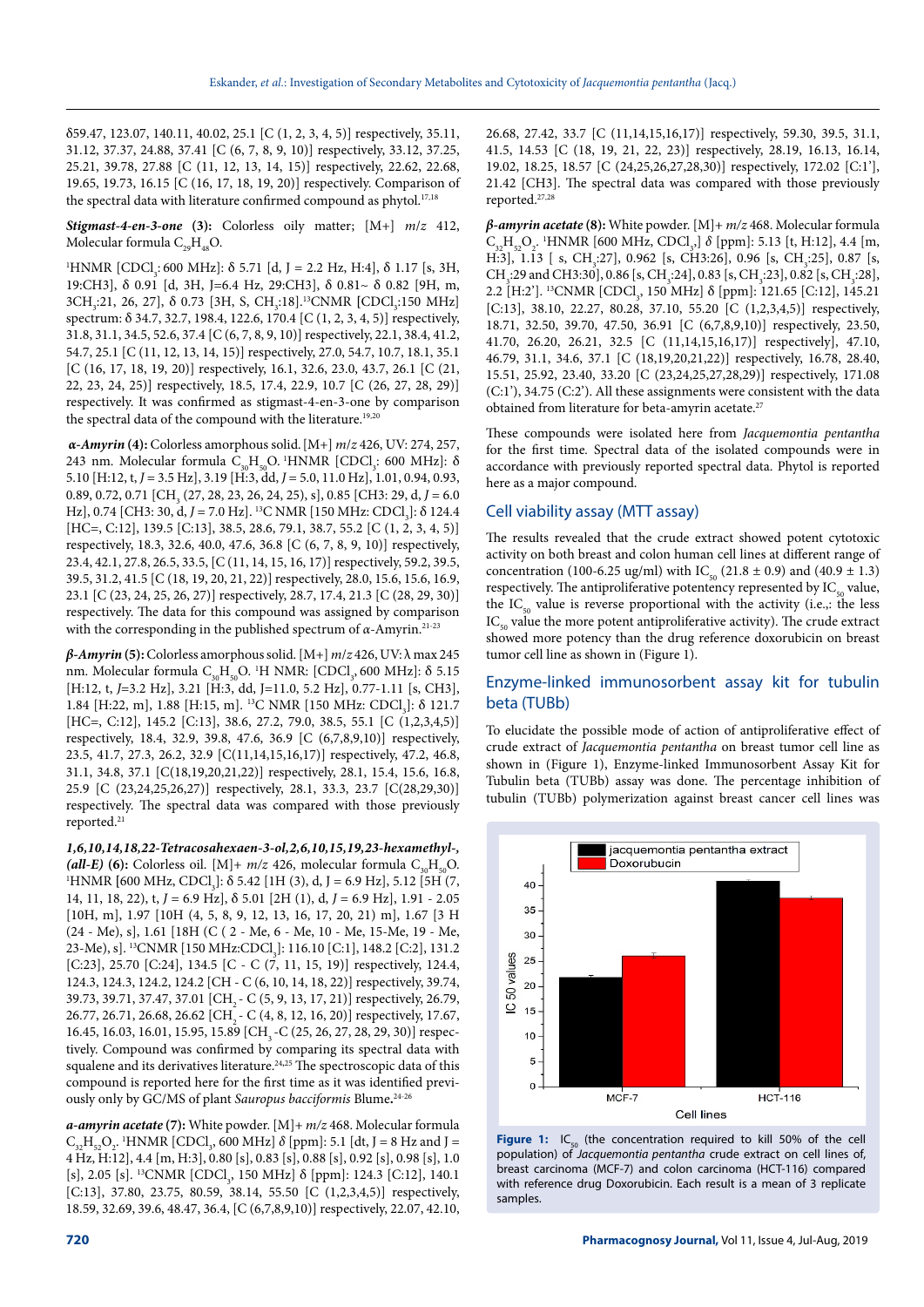δ59.47, 123.07, 140.11, 40.02, 25.1 [C (1, 2, 3, 4, 5)] respectively, 35.11, 31.12, 37.37, 24.88, 37.41 [C (6, 7, 8, 9, 10)] respectively, 33.12, 37.25, 25.21, 39.78, 27.88 [C (11, 12, 13, 14, 15)] respectively, 22.62, 22.68, 19.65, 19.73, 16.15 [C (16, 17, 18, 19, 20)] respectively. Comparison of the spectral data with literature confirmed compound as phytol.[17,18]

***Stigmast-4-en-3-one* (3):** Colorless oily matter; [M+] *m/z* 412, Molecular formula $C_{29}H_{48}O$.

[1]HNMR [$CDCl_3$: 600 MHz]: δ 5.71 [d, J = 2.2 Hz, H:4], δ 1.17 [s, 3H, 19:CH3], δ 0.91 [d, 3H, J=6.4 Hz, 29:CH3], δ 0.81~ δ 0.82 [9H, m, 3$CH_3$:21, 26, 27], δ 0.73 [3H, S, $CH_3$:18].[13]CNMR [$CDCl_3$:150 MHz] spectrum: δ 34.7, 32.7, 198.4, 122.6, 170.4 [C (1, 2, 3, 4, 5)] respectively, 31.8, 31.1, 34.5, 52.6, 37.4 [C (6, 7, 8, 9, 10)] respectively, 22.1, 38.4, 41.2, 54.7, 25.1 [C (11, 12, 13, 14, 15)] respectively, 27.0, 54.7, 10.7, 18.1, 35.1 [C (16, 17, 18, 19, 20)] respectively, 16.1, 32.6, 23.0, 43.7, 26.1 [C (21, 22, 23, 24, 25)] respectively, 18.5, 17.4, 22.9, 10.7 [C (26, 27, 28, 29)] respectively. It was confirmed as stigmast-4-en-3-one by comparison the spectral data of the compound with the literature.[19,20]

***α-Amyrin* (4):** Colorless amorphous solid. [M+] *m/z* 426, UV: 274, 257, 243 nm. Molecular formula $C_{30}H_{50}O$. [1]HNMR [$CDCl_3$: 600 MHz]: δ 5.10 [H:12, t, *J* = 3.5 Hz], 3.19 [H:3, dd, *J* = 5.0, 11.0 Hz], 1.01, 0.94, 0.93, 0.89, 0.72, 0.71 [$CH_3$ (27, 28, 23, 26, 24, 25), s], 0.85 [CH3: 29, d, *J* = 6.0 Hz], 0.74 [CH3: 30, d, *J* = 7.0 Hz]. [13]C NMR [150 MHz: $CDCl_3$]: δ 124.4 [HC=, C:12], 139.5 [C:13], 38.5, 28.6, 79.1, 38.7, 55.2 [C (1, 2, 3, 4, 5)] respectively, 18.3, 32.6, 40.0, 47.6, 36.8 [C (6, 7, 8, 9, 10)] respectively, 23.4, 42.1, 27.8, 26.5, 33.5, [C (11, 14, 15, 16, 17)] respectively 59.2, 39.5, 39.5, 31.2, 41.5 [C (18, 19, 20, 21, 22)] respectively, 28.0, 15.6, 15.6, 16.9, 23.1 [C (23, 24, 25, 26, 27)] respectively, respectively, 28.7, 17.4, 21.3 [C (28, 29, 30)] respectively. The data for this compound was assigned by comparison with the corresponding in the published spectrum of *α*-Amyrin.[21-23]

***β-Amyrin* (5):** Colorless amorphous solid. [M+] *m/z* 426, UV: λ max 245 nm. Molecular formula $C_{30}H_{50}O$. [1]H NMR: [$CDCl_3$, 600 MHz]: δ 5.15 [H:12, t, *J*=3.2 Hz], 3.21 [H:3, dd, J=11.0, 5.2 Hz], 0.77-1.11 [s, CH3], 1.84 [H:22, m], 1.88 [H:15, m]. [13]C NMR [150 MHz: $CDCl_3$]: δ 121.7 [HC=, C:12], 145.2 [C:13], 38.6, 27.2, 79.0, 38.5, 55.1 [C (1,2,3,4,5)] respectively, 18.4, 32.9, 39.8, 47.6, 36.9 [C (6,7,8,9,10)] respectively, 23.5, 41.7, 27.3, 26.2, 32.9 [C(11,14,15,16,17)] respectively, 47.2, 46.8, 31.1, 34.8, 37.1 [C(18,19,20,21,22)] respectively, 28.1, 15.4, 15.6, 16.8, 25.9 [C (23,24,25,26,27)] respectively, 28.1, 33.3, 23.7 [C(28,29,30)] respectively. The spectral data was compared with those previously reported.[21]

***1,6,10,14,18,22-Tetracosahexaen-3-ol,2,6,10,15,19,23-hexamethyl-, (all-E)* (6):** Colorless oil. [M+] *m/z* 426, molecular formula $C_{30}H_{50}O$. [1]HNMR [600 MHz, $CDCl_3$]: δ 5.42 [1H (3), d, J = 6.9 Hz], 5.12 [5H (7, 14, 11, 18, 22), t, *J* = 6.9 Hz], δ 5.01 [2H (1), d, *J* = 6.9 Hz], 1.91 - 2.05 [10H, m], 1.97 [10H (4, 5, 8, 9, 12, 13, 16, 17, 20, 21) m], 1.67 [3 H (24 - Me), s], 1.61 [18H (C ( 2 - Me, 6 - Me, 10 - Me, 15-Me, 19 - Me, 23-Me), s]. [13]CNMR [150 MHz:$CDCl_3$]: 116.10 [C:1], 148.2 [C:2], 131.2 [C:23], 25.70 [C:24], 134.5 [C - C (7, 11, 15, 19)] respectively, 124.4, 124.3, 124.3, 124.2, 124.2 [CH - C (6, 10, 14, 18, 22)] respectively, 39.74, 39.73, 39.71, 37.47, 37.01 [$CH_2$ - C (5, 9, 13, 17, 21)] respectively, 26.79, 26.77, 26.71, 26.68, 26.62 [$CH_2$ - C (4, 8, 12, 16, 20)] respectively, 17.67, 16.45, 16.03, 16.01, 15.95, 15.89 [$CH_3$ -C (25, 26, 27, 28, 29, 30)] respectively. Compound was confirmed by comparing its spectral data with squalene and its derivatives literature.[24,25] The spectroscopic data of this compound is reported here for the first time as it was identified previously only by GC/MS of plant *Sauropus bacciformis* Blume.[24-26]

***a-amyrin acetate* (7):** White powder. [M]+ *m/z* 468. Molecular formula $C_{32}H_{52}O_2$. [1]HNMR [$CDCl_3$, 600 MHz] *δ* [ppm]: 5.1 [dt, J = 8 Hz and J = 4 Hz, H:12], 4.4 [m, H:3], 0.80 [s], 0.83 [s], 0.88 [s], 0.92 [s], 0.98 [s], 1.0 [s], 2.05 [s]. [13]CNMR [$CDCl_3$, 150 MHz] δ [ppm]: 124.3 [C:12], 140.1 [C:13], 37.80, 23.75, 80.59, 38.14, 55.50 [C (1,2,3,4,5)] respectively, 18.59, 32.69, 39.6, 48.47, 36.4, [C (6,7,8,9,10)] respectively, 22.07, 42.10, 26.68, 27.42, 33.7 [C (11,14,15,16,17)] respectively, 59.30, 39.5, 31.1, 41.5, 14.53 [C (18, 19, 21, 22, 23)] respectively, 28.19, 16.13, 16.14, 19.02, 18.25, 18.57 [C (24,25,26,27,28,30)] respectively, 172.02 [C:1'], 21.42 [CH3]. The spectral data was compared with those previously reported.[27,28]

***β-amyrin acetate* (8):** White powder. [M]+ *m/z* 468. Molecular formula $C_{32}H_{52}O_2$. [1]HNMR [600 MHz, $CDCl_3$,] *δ* [ppm]: 5.13 [t, H:12], 4.4 [m, H:3], 1.13 [ s, $CH_3$:27], 0.962 [s, CH3:26], 0.96 [s, $CH_3$:25], 0.87 [s, $CH_3$:29 and CH3:30], 0.86 [s, $CH_3$:24], 0.83 [s, $CH_3$:23], 0.82 [s, $CH_3$:28], 2.2 [H:2']. [13]CNMR [$CDCl_3$, 150 MHz] δ [ppm]: 121.65 [C:12], 145.21 [C:13], 38.10, 22.27, 80.28, 37.10, 55.20 [C (1,2,3,4,5)] respectively, 18.71, 32.50, 39.70, 47.50, 36.91 [C (6,7,8,9,10)] respectively, 23.50, 41.70, 26.20, 26.21, 32.5 [C (11,14,15,16,17)] respectively], 47.10, 46.79, 31.1, 34.6, 37.1 [C (18,19,20,21,22)] respectively, 16.78, 28.40, 15.51, 25.92, 23.40, 33.20 [C (23,24,25,27,28,29)] respectively, 171.08 (C:1'), 34.75 (C:2'). All these assignments were consistent with the data obtained from literature for beta-amyrin acetate.[27]

These compounds were isolated here from *Jacquemontia pentantha* for the first time. Spectral data of the isolated compounds were in accordance with previously reported spectral data. Phytol is reported here as a major compound.

## Cell viability assay (MTT assay)

The results revealed that the crude extract showed potent cytotoxic activity on both breast and colon human cell lines at different range of concentration (100-6.25 ug/ml) with $IC_{50}$ (21.8 ± 0.9) and (40.9 ± 1.3) respectively. The antiproliferative potentency represented by $IC_{50}$ value, the $IC_{50}$ value is reverse proportional with the activity (i.e.,: the less $IC_{50}$ value the more potent antiproliferative activity). The crude extract showed more potency than the drug reference doxorubicin on breast tumor cell line as shown in (Figure 1).

## Enzyme-linked immunosorbent assay kit for tubulin beta (TUBb)

To elucidate the possible mode of action of antiproliferative effect of crude extract of *Jacquemontia pentantha* on breast tumor cell line as shown in (Figure 1), Enzyme-linked Immunosorbent Assay Kit for Tubulin beta (TUBb) assay was done. The percentage inhibition of tubulin (TUBb) polymerization against breast cancer cell lines was

**Figure 1:** $IC_{50}$ (the concentration required to kill 50% of the cell population) of *Jacquemontia pentantha* crude extract on cell lines of, breast carcinoma (MCF-7) and colon carcinoma (HCT-116) compared with reference drug Doxorubicin. Each result is a mean of 3 replicate samples.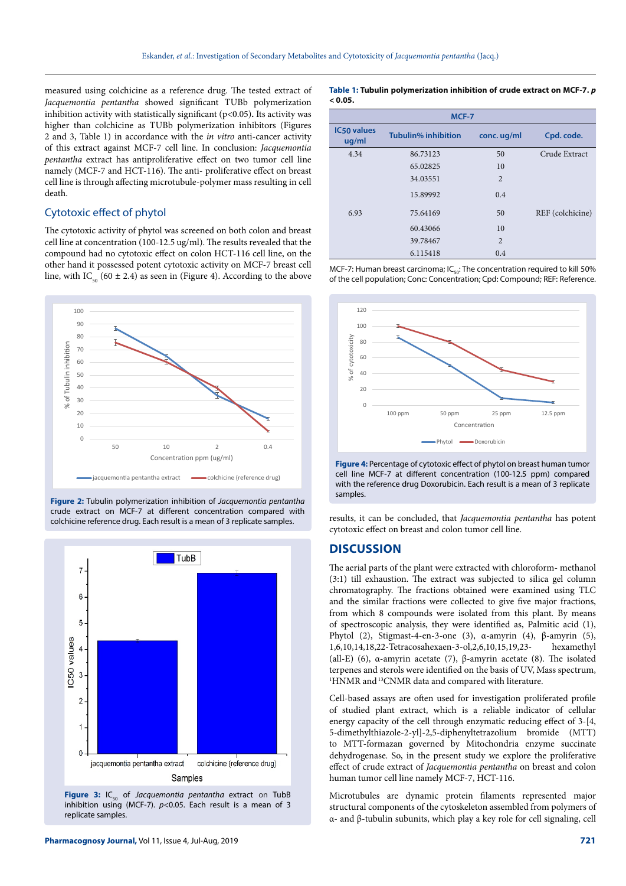measured using colchicine as a reference drug. The tested extract of *Jacquemontia pentantha* showed significant TUBb polymerization inhibition activity with statistically significant ($p<0.05$). Its activity was higher than colchicine as TUBb polymerization inhibitors (Figures 2 and 3, Table 1) in accordance with the *in vitro* anti-cancer activity of this extract against MCF-7 cell line. In conclusion: *Jacquemontia pentantha* extract has antiproliferative effect on two tumor cell line namely (MCF-7 and HCT-116). The anti- proliferative effect on breast cell line is through affecting microtubule-polymer mass resulting in cell death.

## Cytotoxic effect of phytol

The cytotoxic activity of phytol was screened on both colon and breast cell line at concentration (100-12.5 ug/ml). The results revealed that the compound had no cytotoxic effect on colon HCT-116 cell line, on the other hand it possessed potent cytotoxic activity on MCF-7 breast cell line, with $IC_{50}$ (60 ± 2.4) as seen in (Figure 4). According to the above results, it can be concluded, that *Jacquemontia pentantha* has potent cytotoxic effect on breast and colon tumor cell line.

**Figure 2:** Tubulin polymerization inhibition of *Jacquemontia pentantha* crude extract on MCF-7 at different concentration compared with colchicine reference drug. Each result is a mean of 3 replicate samples.

**Figure 3:** $IC_{50}$ of *Jacquemontia pentantha* extract on TubB inhibition using (MCF-7). $p<0.05$. Each result is a mean of 3 replicate samples.

**Table 1: Tubulin polymerization inhibition of crude extract on MCF-7. *p* < 0.05.**

| MCF-7 | | | |
|---|---|---|---|
| IC50 values ug/ml | Tubulin% inhibition | conc. ug/ml | Cpd. code. |
| 4.34 | 86.73123 | 50 | Crude Extract |
| | 65.02825 | 10 | |
| | 34.03551 | 2 | |
| | 15.89992 | 0.4 | |
| 6.93 | 75.64169 | 50 | REF (colchicine) |
| | 60.43066 | 10 | |
| | 39.78467 | 2 | |
| | 6.115418 | 0.4 | |

MCF-7: Human breast carcinoma; $IC_{50}$: The concentration required to kill 50% of the cell population; Conc: Concentration; Cpd: Compound; REF: Reference.

**Figure 4:** Percentage of cytotoxic effect of phytol on breast human tumor cell line MCF-7 at different concentration (100-12.5 ppm) compared with the reference drug Doxorubicin. Each result is a mean of 3 replicate samples.

## DISCUSSION

The aerial parts of the plant were extracted with chloroform- methanol (3:1) till exhaustion. The extract was subjected to silica gel column chromatography. The fractions obtained were examined using TLC and the similar fractions were collected to give five major fractions, from which 8 compounds were isolated from this plant. By means of spectroscopic analysis, they were identified as, Palmitic acid (1), Phytol (2), Stigmast-4-en-3-one (3), α-amyrin (4), β-amyrin (5), 1,6,10,14,18,22-Tetracosahexaen-3-ol,2,6,10,15,19,23- hexamethyl (all-E) (6), α-amyrin acetate (7), β-amyrin acetate (8). The isolated terpenes and sterols were identified on the basis of UV, Mass spectrum, $^{1}$HNMR and $^{13}$CNMR data and compared with literature.

Cell-based assays are often used for investigation proliferated profile of studied plant extract, which is a reliable indicator of cellular energy capacity of the cell through enzymatic reducing effect of 3-[4, 5-dimethylthiazole-2-yl]-2,5-diphenyltetrazolium bromide (MTT) to MTT-formazan governed by Mitochondria enzyme succinate dehydrogenase. So, in the present study we explore the proliferative effect of crude extract of *Jacquemontia pentantha* on breast and colon human tumor cell line namely MCF-7, HCT-116.

Microtubules are dynamic protein filaments represented major structural components of the cytoskeleton assembled from polymers of α- and β-tubulin subunits, which play a key role for cell signaling, cell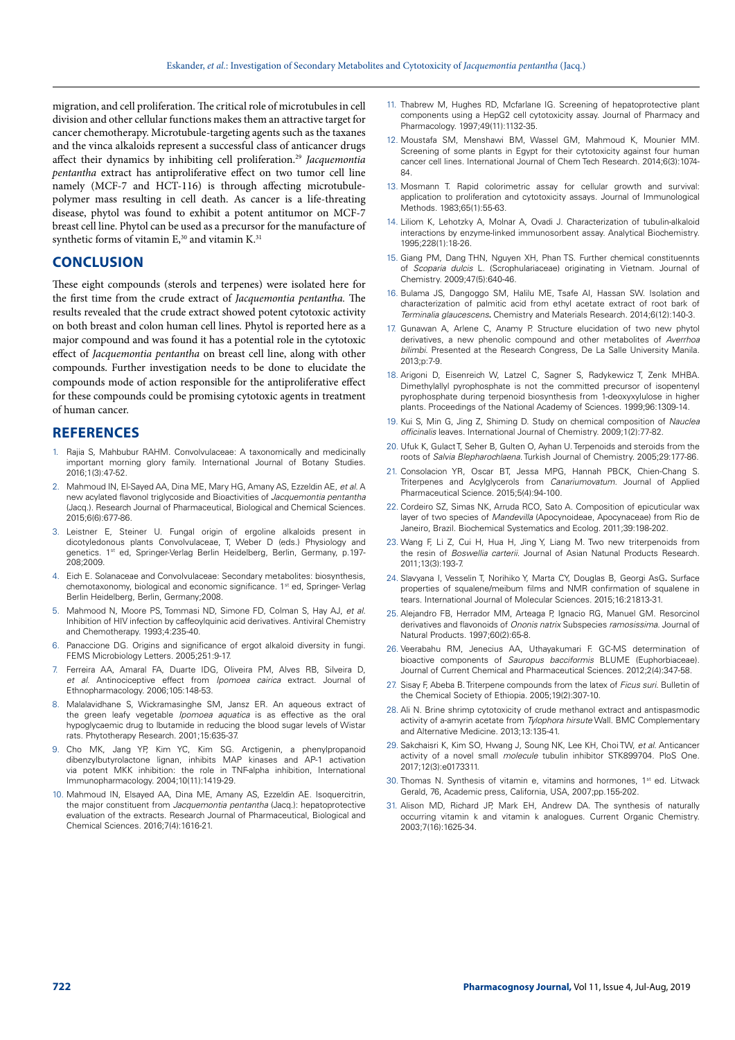migration, and cell proliferation. The critical role of microtubules in cell division and other cellular functions makes them an attractive target for cancer chemotherapy. Microtubule-targeting agents such as the taxanes and the vinca alkaloids represent a successful class of anticancer drugs affect their dynamics by inhibiting cell proliferation.[29] *Jacquemontia pentantha* extract has antiproliferative effect on two tumor cell line namely (MCF-7 and HCT-116) is through affecting microtubule-polymer mass resulting in cell death. As cancer is a life-threating disease, phytol was found to exhibit a potent antitumor on MCF-7 breast cell line. Phytol can be used as a precursor for the manufacture of synthetic forms of vitamin E,[30] and vitamin K.[31]

## CONCLUSION

These eight compounds (sterols and terpenes) were isolated here for the first time from the crude extract of *Jacquemontia pentantha.* The results revealed that the crude extract showed potent cytotoxic activity on both breast and colon human cell lines. Phytol is reported here as a major compound and was found it has a potential role in the cytotoxic effect of *Jacquemontia pentantha* on breast cell line, along with other compounds. Further investigation needs to be done to elucidate the compounds mode of action responsible for the antiproliferative effect for these compounds could be promising cytotoxic agents in treatment of human cancer.

## REFERENCES

1. Rajia S, Mahbubur RAHM. Convolvulaceae: A taxonomically and medicinally important morning glory family. International Journal of Botany Studies. 2016;1(3):47-52.
2. Mahmoud IN, El-Sayed AA, Dina ME, Mary HG, Amany AS, Ezzeldin AE, *et al.* A new acylated flavonol triglycoside and Bioactivities of *Jacquemontia pentantha* (Jacq.). Research Journal of Pharmaceutical, Biological and Chemical Sciences. 2015;6(6):677-86.
3. Leistner E, Steiner U. Fungal origin of ergoline alkaloids present in dicotyledonous plants Convolvulaceae, T, Weber D (eds.) Physiology and genetics. 1st ed, Springer-Verlag Berlin Heidelberg, Berlin, Germany, p.197-208;2009.
4. Eich E. Solanaceae and Convolvulaceae: Secondary metabolites: biosynthesis, chemotaxonomy, biological and economic significance. 1st ed, Springer- Verlag Berlin Heidelberg, Berlin, Germany;2008.
5. Mahmood N, Moore PS, Tommasi ND, Simone FD, Colman S, Hay AJ, *et al.* Inhibition of HIV infection by caffeoylquinic acid derivatives. Antiviral Chemistry and Chemotherapy. 1993;4:235-40.
6. Panaccione DG. Origins and significance of ergot alkaloid diversity in fungi. FEMS Microbiology Letters. 2005;251:9-17.
7. Ferreira AA, Amaral FA, Duarte IDG, Oliveira PM, Alves RB, Silveira D, *et al.* Antinociceptive effect from *Ipomoea cairica* extract. Journal of Ethnopharmacology. 2006;105:148-53.
8. Malalavidhane S, Wickramasinghe SM, Jansz ER. An aqueous extract of the green leafy vegetable *Ipomoea aquatica* is as effective as the oral hypoglycaemic drug to lbutamide in reducing the blood sugar levels of Wistar rats. Phytotherapy Research. 2001;15:635-37.
9. Cho MK, Jang YP, Kim YC, Kim SG. Arctigenin, a phenylpropanoid dibenzylbutyrolactone lignan, inhibits MAP kinases and AP-1 activation via potent MKK inhibition: the role in TNF-alpha inhibition, International Immunopharmacology. 2004;10(11):1419-29.
10. Mahmoud IN, Elsayed AA, Dina ME, Amany AS, Ezzeldin AE. Isoquercitrin, the major constituent from *Jacquemontia pentantha* (Jacq.): hepatoprotective evaluation of the extracts. Research Journal of Pharmaceutical, Biological and Chemical Sciences. 2016;7(4):1616-21.
11. Thabrew M, Hughes RD, Mcfarlane IG. Screening of hepatoprotective plant components using a HepG2 cell cytotoxicity assay. Journal of Pharmacy and Pharmacology. 1997;49(11):1132-35.
12. Moustafa SM, Menshawi BM, Wassel GM, Mahmoud K, Mounier MM. Screening of some plants in Egypt for their cytotoxicity against four human cancer cell lines. International Journal of Chem Tech Research. 2014;6(3):1074-84.
13. Mosmann T. Rapid colorimetric assay for cellular growth and survival: application to proliferation and cytotoxicity assays. Journal of Immunological Methods. 1983;65(1):55-63.
14. Liliom K, Lehotzky A, Molnar A, Ovadi J. Characterization of tubulin-alkaloid interactions by enzyme-linked immunosorbent assay. Analytical Biochemistry. 1995;228(1):18-26.
15. Giang PM, Dang THN, Nguyen XH, Phan TS. Further chemical constituennts of *Scoparia dulcis* L. (Scrophulariaceae) originating in Vietnam. Journal of Chemistry. 2009;47(5):640-46.
16. Bulama JS, Dangoggo SM, Halilu ME, Tsafe AI, Hassan SW. Isolation and characterization of palmitic acid from ethyl acetate extract of root bark of *Terminalia glaucescens***.** Chemistry and Materials Research. 2014;6(12):140-3.
17. Gunawan A, Arlene C, Anamy P. Structure elucidation of two new phytol derivatives, a new phenolic compound and other metabolites of *Averrhoa bilimbi.* Presented at the Research Congress, De La Salle University Manila. 2013;p:7-9.
18. Arigoni D, Eisenreich W, Latzel C, Sagner S, Radykewicz T, Zenk MHBA. Dimethylallyl pyrophosphate is not the committed precursor of isopentenyl pyrophosphate during terpenoid biosynthesis from 1-deoxyxylulose in higher plants. Proceedings of the National Academy of Sciences. 1999;96:1309-14.
19. Kui S, Min G, Jing Z, Shiming D. Study on chemical composition of *Nauclea officinalis* leaves. International Journal of Chemistry. 2009;1(2):77-82.
20. Ufuk K, Gulact T, Seher B, Gulten O, Ayhan U. Terpenoids and steroids from the roots of *Salvia Blepharochlaena.* Turkish Journal of Chemistry. 2005;29:177-86.
21. Consolacion YR, Oscar BT, Jessa MPG, Hannah PBCK, Chien-Chang S. Triterpenes and Acylglycerols from *Canariumovatum.* Journal of Applied Pharmaceutical Science. 2015;5(4):94-100.
22. Cordeiro SZ, Simas NK, Arruda RCO, Sato A. Composition of epicuticular wax layer of two species of *Mandevilla* (Apocynoideae, Apocynaceae) from Rio de Janeiro, Brazil. Biochemical Systematics and Ecolog. 2011;39:198-202.
23. Wang F, Li Z, Cui H, Hua H, Jing Y, Liang M. Two new triterpenoids from the resin of *Boswellia carterii.* Journal of Asian Natunal Products Research. 2011;13(3):193-7.
24. Slavyana I, Vesselin T, Norihiko Y, Marta CY, Douglas B, Georgi AsG**.** Surface properties of squalene/meibum films and NMR confirmation of squalene in tears. International Journal of Molecular Sciences. 2015;16:21813-31.
25. Alejandro FB, Herrador MM, Arteaga P, Ignacio RG, Manuel GM. Resorcinol derivatives and flavonoids of *Ononis natrix* Subspecies *ramosissima.* Journal of Natural Products. 1997;60(2):65-8.
26. Veerabahu RM, Jenecius AA, Uthayakumari F. GC-MS determination of bioactive components of *Sauropus bacciformis* BLUME (Euphorbiaceae). Journal of Current Chemical and Pharmaceutical Sciences. 2012;2(4):347-58.
27. Sisay F, Abeba B. Triterpene compounds from the latex of *Ficus suri.* Bulletin of the Chemical Society of Ethiopia. 2005;19(2):307-10.
28. Ali N. Brine shrimp cytotoxicity of crude methanol extract and antispasmodic activity of a-amyrin acetate from *Tylophora hirsute* Wall. BMC Complementary and Alternative Medicine. 2013;13:135-41.
29. Sakchaisri K, Kim SO, Hwang J, Soung NK, Lee KH, Choi TW, *et al.* Anticancer activity of a novel small *molecule* tubulin inhibitor STK899704. PloS One. 2017;12(3):e0173311.
30. Thomas N. Synthesis of vitamin e, vitamins and hormones, 1st ed. Litwack Gerald, 76, Academic press, California, USA, 2007;pp.155-202.
31. Alison MD, Richard JP, Mark EH, Andrew DA. The synthesis of naturally occurring vitamin k and vitamin k analogues. Current Organic Chemistry. 2003;7(16):1625-34.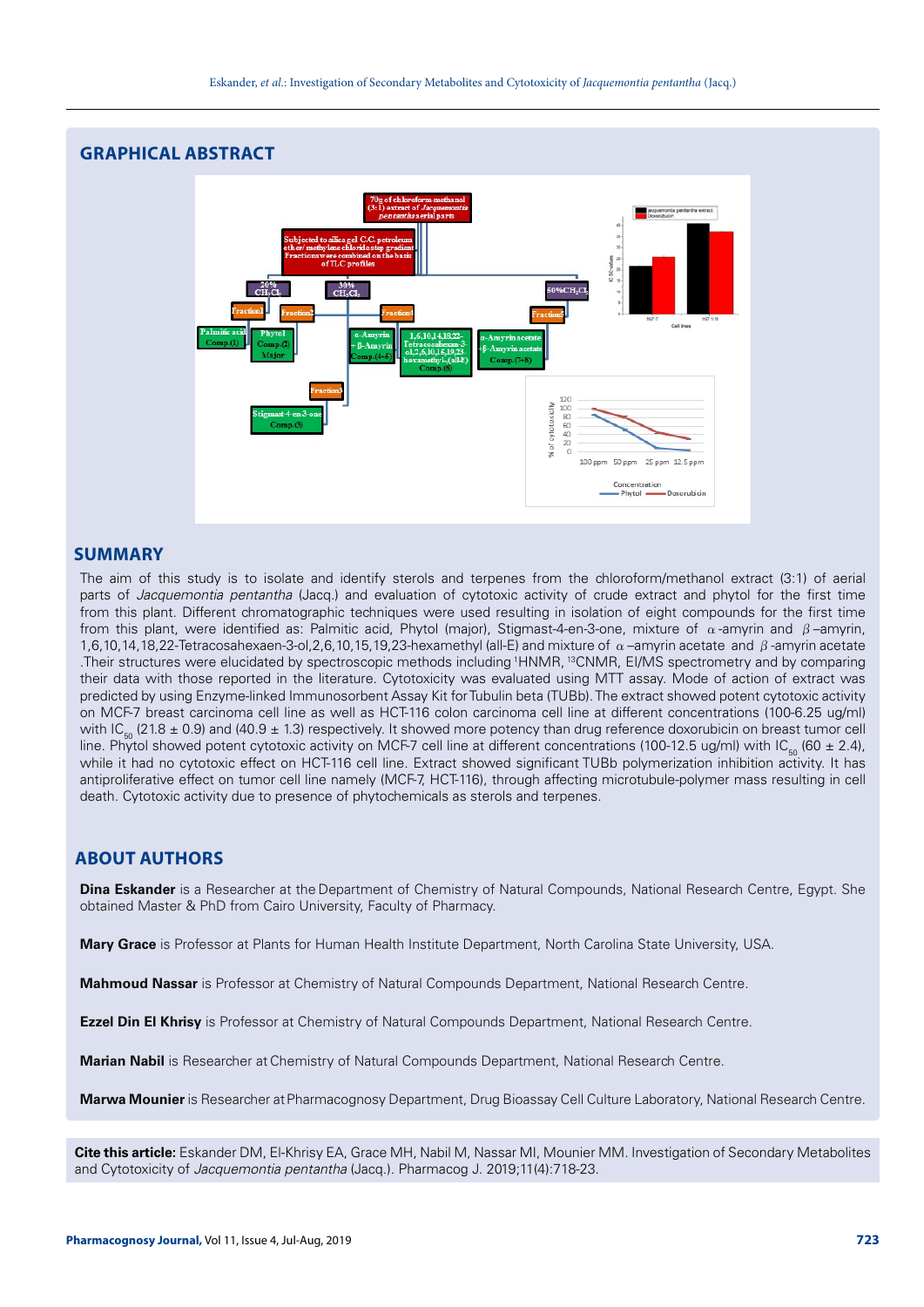## GRAPHICAL ABSTRACT

70g of chloroform-methanol (3:1) extract of *Jacquemontia pentantha* aerial parts

Subjected to silica gel C.C. petroleum ether/ methylene chloride step gradient. Fractions were combined on the basis of TLC profiles

20% $CH_2Cl_2$

30% $CH_2Cl_2$

50% $CH_2Cl_2$

Fraction1

Fraction2

Fraction4

Fraction5

Fraction3

Palmitic acid Comp.(1)

Phytol Comp.(2) Major

α-Amyrin + β-Amyrin Comp.(4-5)

1,6,10,14,18,22-Tetracosahexaen-3-ol,2,6,10,15,19,23-hexamethyl-,(all-E) Comp.(6)

α-Amyrin acetate +β-Amyrin acetate Comp.(7-8)

Stigmast-4-en-3-one Comp.(3)

Jacquemontia pentantha extract.

Doxorubicin

IC 50 values

MCF-7

HCT-116

Cell lines

120
100
80
60
40
20
0

% of cytotoxicity

100 ppm 50 ppm 25 ppm 12.5 ppm

Concentration

Phytol Doxorubicin

## SUMMARY

The aim of this study is to isolate and identify sterols and terpenes from the chloroform/methanol extract (3:1) of aerial parts of *Jacquemontia pentantha* (Jacq.) and evaluation of cytotoxic activity of crude extract and phytol for the first time from this plant. Different chromatographic techniques were used resulting in isolation of eight compounds for the first time from this plant, were identified as: Palmitic acid, Phytol (major), Stigmast-4-en-3-one, mixture of α-amyrin and β-amyrin, 1,6,10,14,18,22-Tetracosahexaen-3-ol,2,6,10,15,19,23-hexamethyl (all-E) and mixture of α-amyrin acetate and β-amyrin acetate .Their structures were elucidated by spectroscopic methods including $^{1}$HNMR, $^{13}$CNMR, EI/MS spectrometry and by comparing their data with those reported in the literature. Cytotoxicity was evaluated using MTT assay. Mode of action of extract was predicted by using Enzyme-linked Immunosorbent Assay Kit for Tubulin beta (TUBb). The extract showed potent cytotoxic activity on MCF-7 breast carcinoma cell line as well as HCT-116 colon carcinoma cell line at different concentrations (100-6.25 ug/ml) with $IC_{50}$ (21.8 ± 0.9) and (40.9 ± 1.3) respectively. It showed more potency than drug reference doxorubicin on breast tumor cell line. Phytol showed potent cytotoxic activity on MCF-7 cell line at different concentrations (100-12.5 ug/ml) with $IC_{50}$ (60 ± 2.4), while it had no cytotoxic effect on HCT-116 cell line. Extract showed significant TUBb polymerization inhibition activity. It has antiproliferative effect on tumor cell line namely (MCF-7, HCT-116), through affecting microtubule-polymer mass resulting in cell death. Cytotoxic activity due to presence of phytochemicals as sterols and terpenes.

## ABOUT AUTHORS

**Dina Eskander** is a Researcher at the Department of Chemistry of Natural Compounds, National Research Centre, Egypt. She obtained Master & PhD from Cairo University, Faculty of Pharmacy.

**Mary Grace** is Professor at Plants for Human Health Institute Department, North Carolina State University, USA.

**Mahmoud Nassar** is Professor at Chemistry of Natural Compounds Department, National Research Centre.

**Ezzel Din El Khrisy** is Professor at Chemistry of Natural Compounds Department, National Research Centre.

**Marian Nabil** is Researcher at Chemistry of Natural Compounds Department, National Research Centre.

**Marwa Mounier** is Researcher at Pharmacognosy Department, Drug Bioassay Cell Culture Laboratory, National Research Centre.

**Cite this article:** Eskander DM, El-Khrisy EA, Grace MH, Nabil M, Nassar MI, Mounier MM. Investigation of Secondary Metabolites and Cytotoxicity of *Jacquemontia pentantha* (Jacq.). Pharmacog J. 2019;11(4):718-23.